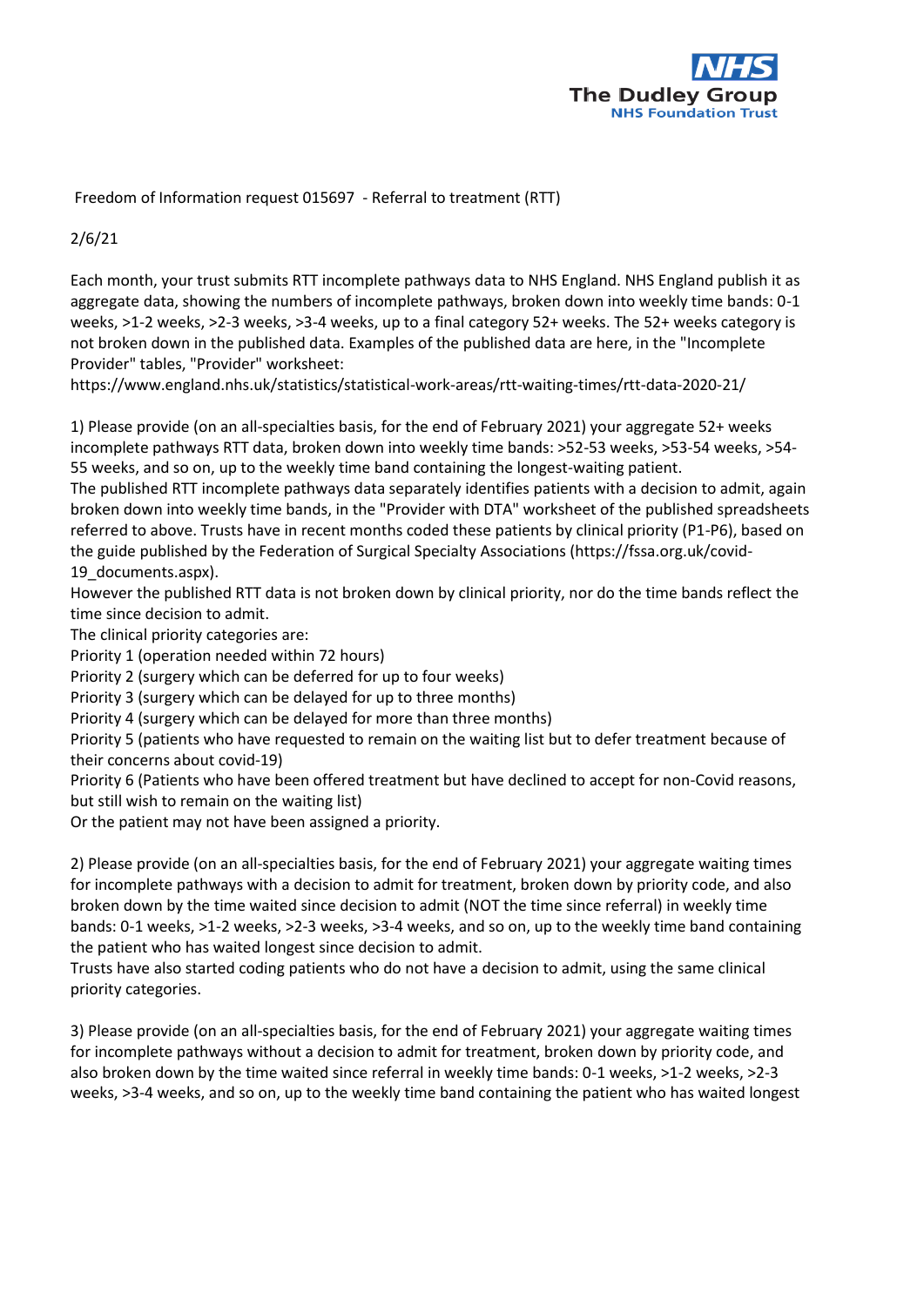NHS
The Dudley Group
NHS Foundation Trust

Freedom of Information request 015697 - Referral to treatment (RTT)

2/6/21

Each month, your trust submits RTT incomplete pathways data to NHS England. NHS England publish it as aggregate data, showing the numbers of incomplete pathways, broken down into weekly time bands: 0-1 weeks, >1-2 weeks, >2-3 weeks, >3-4 weeks, up to a final category 52+ weeks. The 52+ weeks category is not broken down in the published data. Examples of the published data are here, in the "Incomplete Provider" tables, "Provider" worksheet:
https://www.england.nhs.uk/statistics/statistical-work-areas/rtt-waiting-times/rtt-data-2020-21/

1) Please provide (on an all-specialties basis, for the end of February 2021) your aggregate 52+ weeks incomplete pathways RTT data, broken down into weekly time bands: >52-53 weeks, >53-54 weeks, >54-55 weeks, and so on, up to the weekly time band containing the longest-waiting patient.
The published RTT incomplete pathways data separately identifies patients with a decision to admit, again broken down into weekly time bands, in the "Provider with DTA" worksheet of the published spreadsheets referred to above. Trusts have in recent months coded these patients by clinical priority (P1-P6), based on the guide published by the Federation of Surgical Specialty Associations (https://fssa.org.uk/covid-19_documents.aspx).
However the published RTT data is not broken down by clinical priority, nor do the time bands reflect the time since decision to admit.
The clinical priority categories are:
Priority 1 (operation needed within 72 hours)
Priority 2 (surgery which can be deferred for up to four weeks)
Priority 3 (surgery which can be delayed for up to three months)
Priority 4 (surgery which can be delayed for more than three months)
Priority 5 (patients who have requested to remain on the waiting list but to defer treatment because of their concerns about covid-19)
Priority 6 (Patients who have been offered treatment but have declined to accept for non-Covid reasons, but still wish to remain on the waiting list)
Or the patient may not have been assigned a priority.

2) Please provide (on an all-specialties basis, for the end of February 2021) your aggregate waiting times for incomplete pathways with a decision to admit for treatment, broken down by priority code, and also broken down by the time waited since decision to admit (NOT the time since referral) in weekly time bands: 0-1 weeks, >1-2 weeks, >2-3 weeks, >3-4 weeks, and so on, up to the weekly time band containing the patient who has waited longest since decision to admit.
Trusts have also started coding patients who do not have a decision to admit, using the same clinical priority categories.

3) Please provide (on an all-specialties basis, for the end of February 2021) your aggregate waiting times for incomplete pathways without a decision to admit for treatment, broken down by priority code, and also broken down by the time waited since referral in weekly time bands: 0-1 weeks, >1-2 weeks, >2-3 weeks, >3-4 weeks, and so on, up to the weekly time band containing the patient who has waited longest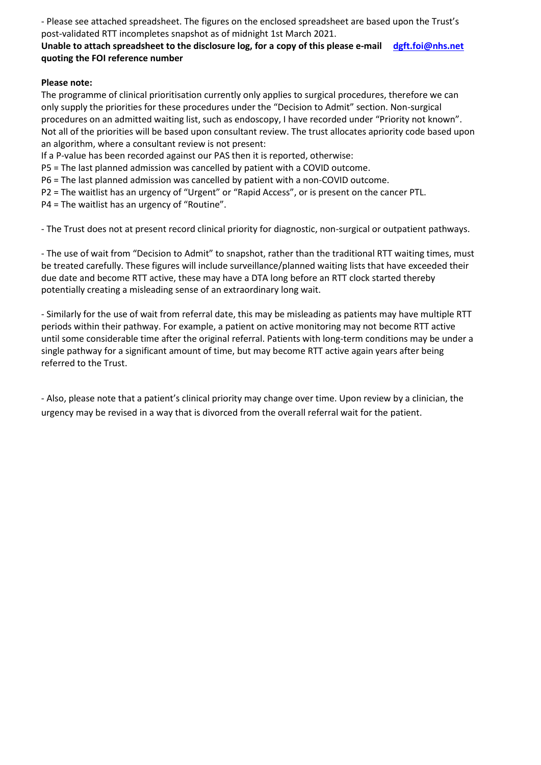- Please see attached spreadsheet. The figures on the enclosed spreadsheet are based upon the Trust's post-validated RTT incompletes snapshot as of midnight 1st March 2021.

**Unable to attach spreadsheet to the disclosure log, for a copy of this please e-mail dgft.foi@nhs.net quoting the FOI reference number**

**Please note:**

The programme of clinical prioritisation currently only applies to surgical procedures, therefore we can only supply the priorities for these procedures under the "Decision to Admit" section. Non-surgical procedures on an admitted waiting list, such as endoscopy, I have recorded under "Priority not known". Not all of the priorities will be based upon consultant review. The trust allocates apriority code based upon an algorithm, where a consultant review is not present:

If a P-value has been recorded against our PAS then it is reported, otherwise:

P5 = The last planned admission was cancelled by patient with a COVID outcome.

P6 = The last planned admission was cancelled by patient with a non-COVID outcome.

P2 = The waitlist has an urgency of "Urgent" or "Rapid Access", or is present on the cancer PTL.

P4 = The waitlist has an urgency of "Routine".

- The Trust does not at present record clinical priority for diagnostic, non-surgical or outpatient pathways.

- The use of wait from "Decision to Admit" to snapshot, rather than the traditional RTT waiting times, must be treated carefully. These figures will include surveillance/planned waiting lists that have exceeded their due date and become RTT active, these may have a DTA long before an RTT clock started thereby potentially creating a misleading sense of an extraordinary long wait.

- Similarly for the use of wait from referral date, this may be misleading as patients may have multiple RTT periods within their pathway. For example, a patient on active monitoring may not become RTT active until some considerable time after the original referral. Patients with long-term conditions may be under a single pathway for a significant amount of time, but may become RTT active again years after being referred to the Trust.

- Also, please note that a patient's clinical priority may change over time. Upon review by a clinician, the urgency may be revised in a way that is divorced from the overall referral wait for the patient.